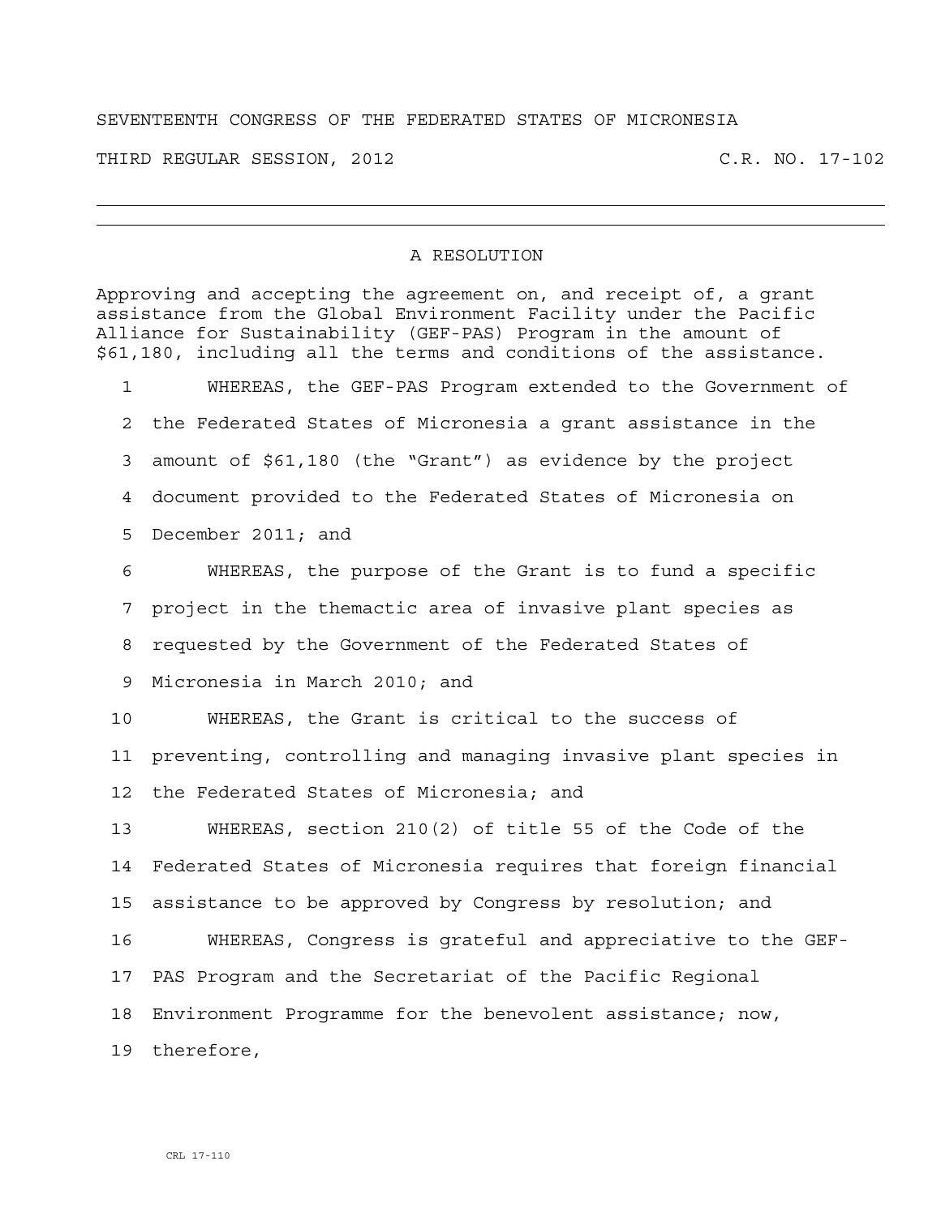SEVENTEENTH CONGRESS OF THE FEDERATED STATES OF MICRONESIA

THIRD REGULAR SESSION, 2012 C.R. NO. 17-102

---

## A RESOLUTION

Approving and accepting the agreement on, and receipt of, a grant assistance from the Global Environment Facility under the Pacific Alliance for Sustainability (GEF-PAS) Program in the amount of $61,180, including all the terms and conditions of the assistance.

1 WHEREAS, the GEF-PAS Program extended to the Government of
2 the Federated States of Micronesia a grant assistance in the
3 amount of $61,180 (the "Grant") as evidence by the project
4 document provided to the Federated States of Micronesia on
5 December 2011; and
6 WHEREAS, the purpose of the Grant is to fund a specific
7 project in the thematic area of invasive plant species as
8 requested by the Government of the Federated States of
9 Micronesia in March 2010; and
10 WHEREAS, the Grant is critical to the success of
11 preventing, controlling and managing invasive plant species in
12 the Federated States of Micronesia; and
13 WHEREAS, section 210(2) of title 55 of the Code of the
14 Federated States of Micronesia requires that foreign financial
15 assistance to be approved by Congress by resolution; and
16 WHEREAS, Congress is grateful and appreciative to the GEF-
17 PAS Program and the Secretariat of the Pacific Regional
18 Environment Programme for the benevolent assistance; now,
19 therefore,

CRL 17-110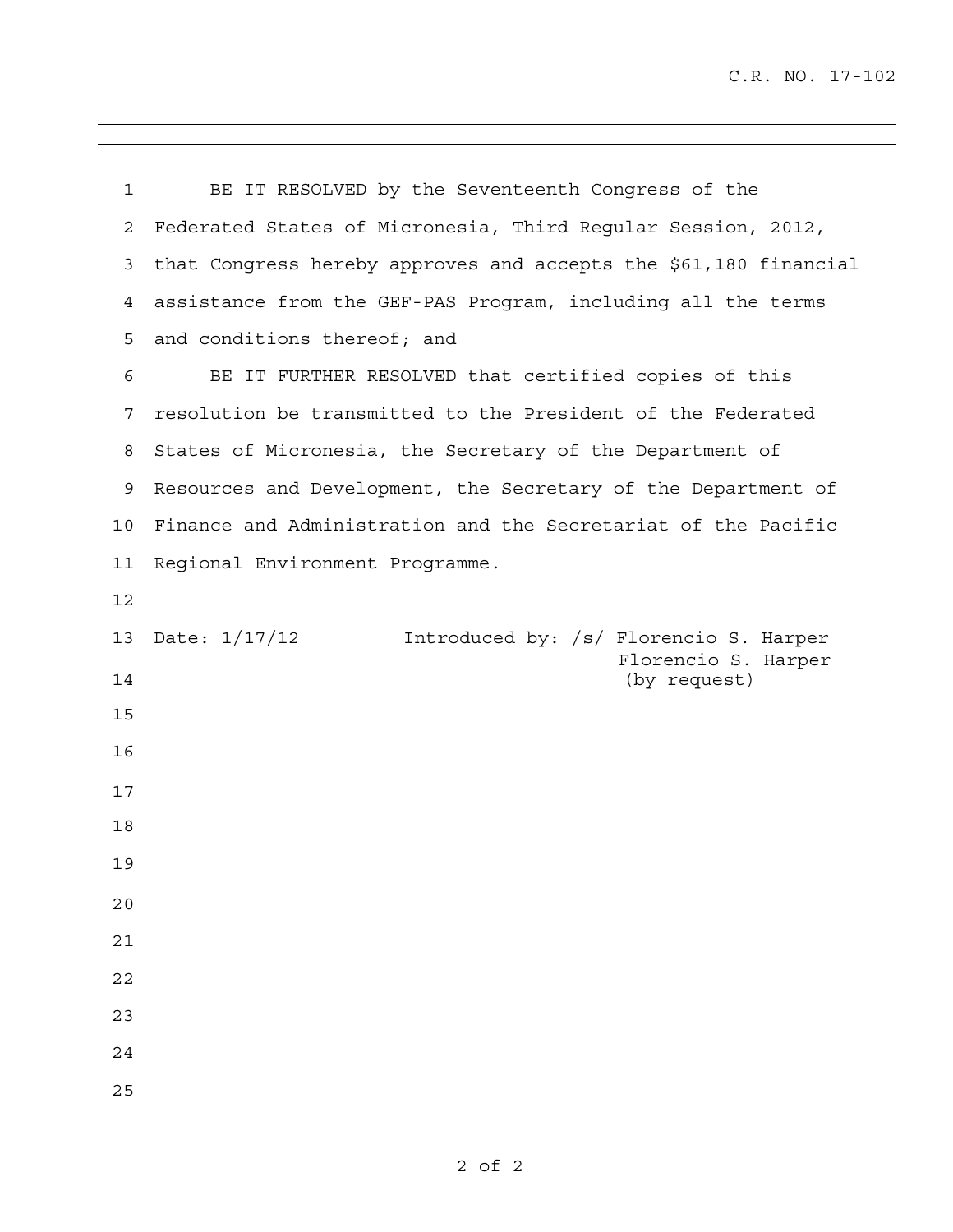BE IT RESOLVED by the Seventeenth Congress of the Federated States of Micronesia, Third Regular Session, 2012, that Congress hereby approves and accepts the $61,180 financial assistance from the GEF-PAS Program, including all the terms and conditions thereof; and

BE IT FURTHER RESOLVED that certified copies of this resolution be transmitted to the President of the Federated States of Micronesia, the Secretary of the Department of Resources and Development, the Secretary of the Department of Finance and Administration and the Secretariat of the Pacific Regional Environment Programme.

Date: 1/17/12

Introduced by: /s/ Florencio S. Harper
Florencio S. Harper
(by request)